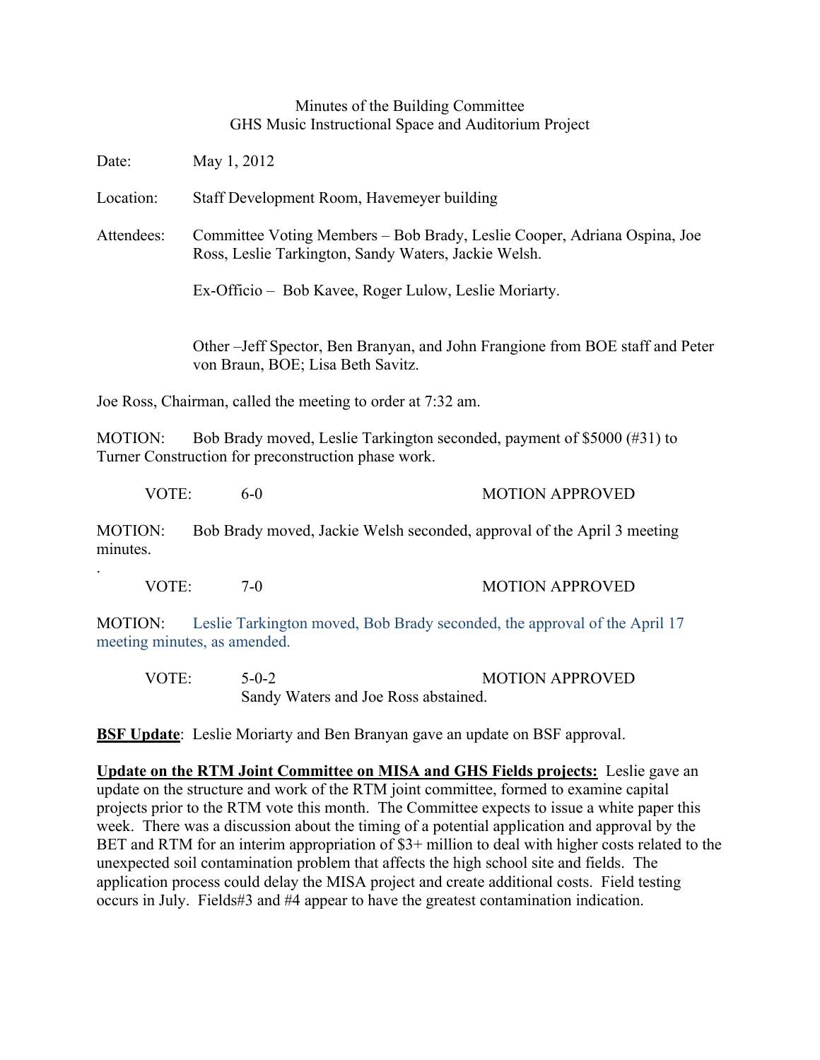Minutes of the Building Committee
GHS Music Instructional Space and Auditorium Project

Date: May 1, 2012

Location: Staff Development Room, Havemeyer building

Attendees: Committee Voting Members – Bob Brady, Leslie Cooper, Adriana Ospina, Joe Ross, Leslie Tarkington, Sandy Waters, Jackie Welsh.

Ex-Officio – Bob Kavee, Roger Lulow, Leslie Moriarty.

Other –Jeff Spector, Ben Branyan, and John Frangione from BOE staff and Peter von Braun, BOE; Lisa Beth Savitz.

Joe Ross, Chairman, called the meeting to order at 7:32 am.

MOTION: Bob Brady moved, Leslie Tarkington seconded, payment of $5000 (#31) to Turner Construction for preconstruction phase work.

VOTE: 6-0 MOTION APPROVED

MOTION: Bob Brady moved, Jackie Welsh seconded, approval of the April 3 meeting minutes.

VOTE: 7-0 MOTION APPROVED

MOTION: Leslie Tarkington moved, Bob Brady seconded, the approval of the April 17 meeting minutes, as amended.

VOTE: 5-0-2 MOTION APPROVED
Sandy Waters and Joe Ross abstained.

**BSF Update**: Leslie Moriarty and Ben Branyan gave an update on BSF approval.

**Update on the RTM Joint Committee on MISA and GHS Fields projects:** Leslie gave an update on the structure and work of the RTM joint committee, formed to examine capital projects prior to the RTM vote this month. The Committee expects to issue a white paper this week. There was a discussion about the timing of a potential application and approval by the BET and RTM for an interim appropriation of $3+ million to deal with higher costs related to the unexpected soil contamination problem that affects the high school site and fields. The application process could delay the MISA project and create additional costs. Field testing occurs in July. Fields#3 and #4 appear to have the greatest contamination indication.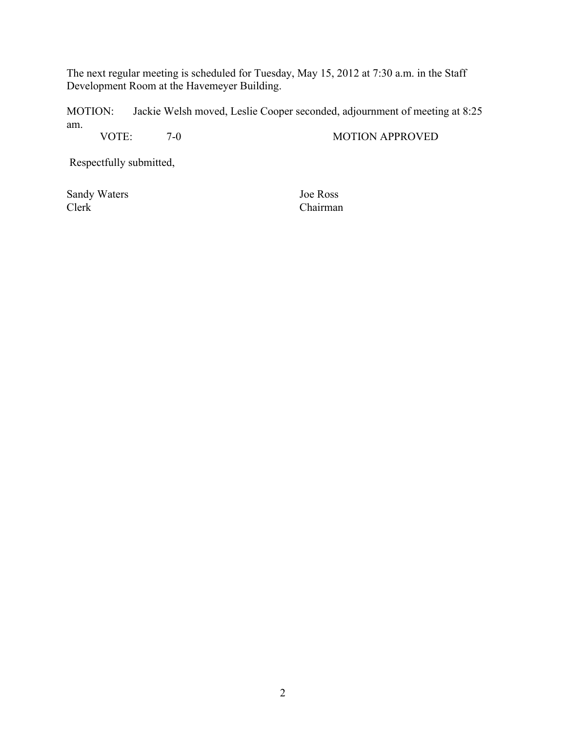The next regular meeting is scheduled for Tuesday, May 15, 2012 at 7:30 a.m. in the Staff Development Room at the Havemeyer Building.

MOTION: Jackie Welsh moved, Leslie Cooper seconded, adjournment of meeting at 8:25 am.

VOTE: 7-0 MOTION APPROVED

Respectfully submitted,

Sandy Waters
Clerk

Joe Ross
Chairman